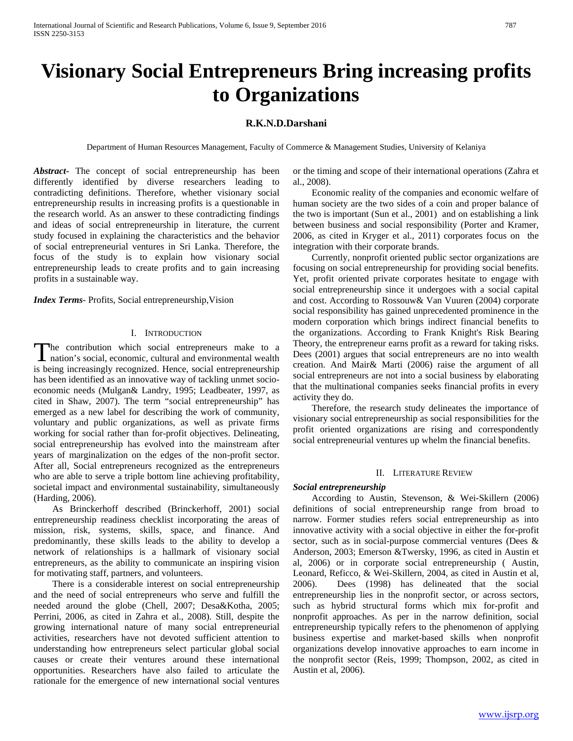# Visionary Social Entrepreneurs Bring increasing profits to Organizations

**R.K.N.D.Darshani**

Department of Human Resources Management, Faculty of Commerce & Management Studies, University of Kelaniya

***Abstract-*** The concept of social entrepreneurship has been differently identified by diverse researchers leading to contradicting definitions. Therefore, whether visionary social entrepreneurship results in increasing profits is a questionable in the research world. As an answer to these contradicting findings and ideas of social entrepreneurship in literature, the current study focused in explaining the characteristics and the behavior of social entrepreneurial ventures in Sri Lanka. Therefore, the focus of the study is to explain how visionary social entrepreneurship leads to create profits and to gain increasing profits in a sustainable way.

***Index Terms-*** Profits, Social entrepreneurship,Vision

## I. Introduction

The contribution which social entrepreneurs make to a nation's social, economic, cultural and environmental wealth is being increasingly recognized. Hence, social entrepreneurship has been identified as an innovative way of tackling unmet socio-economic needs (Mulgan& Landry, 1995; Leadbeater, 1997, as cited in Shaw, 2007). The term "social entrepreneurship" has emerged as a new label for describing the work of community, voluntary and public organizations, as well as private firms working for social rather than for-profit objectives. Delineating, social entrepreneurship has evolved into the mainstream after years of marginalization on the edges of the non-profit sector. After all, Social entrepreneurs recognized as the entrepreneurs who are able to serve a triple bottom line achieving profitability, societal impact and environmental sustainability, simultaneously (Harding, 2006).

As Brinckerhoff described (Brinckerhoff, 2001) social entrepreneurship readiness checklist incorporating the areas of mission, risk, systems, skills, space, and finance. And predominantly, these skills leads to the ability to develop a network of relationships is a hallmark of visionary social entrepreneurs, as the ability to communicate an inspiring vision for motivating staff, partners, and volunteers.

There is a considerable interest on social entrepreneurship and the need of social entrepreneurs who serve and fulfill the needed around the globe (Chell, 2007; Desa&Kotha, 2005; Perrini, 2006, as cited in Zahra et al., 2008). Still, despite the growing international nature of many social entrepreneurial activities, researchers have not devoted sufficient attention to understanding how entrepreneurs select particular global social causes or create their ventures around these international opportunities. Researchers have also failed to articulate the rationale for the emergence of new international social ventures or the timing and scope of their international operations (Zahra et al., 2008).

Economic reality of the companies and economic welfare of human society are the two sides of a coin and proper balance of the two is important (Sun et al., 2001) and on establishing a link between business and social responsibility (Porter and Kramer, 2006, as cited in Kryger et al., 2011) corporates focus on the integration with their corporate brands.

Currently, nonprofit oriented public sector organizations are focusing on social entrepreneurship for providing social benefits. Yet, profit oriented private corporates hesitate to engage with social entrepreneurship since it undergoes with a social capital and cost. According to Rossouw& Van Vuuren (2004) corporate social responsibility has gained unprecedented prominence in the modern corporation which brings indirect financial benefits to the organizations. According to Frank Knight's Risk Bearing Theory, the entrepreneur earns profit as a reward for taking risks. Dees (2001) argues that social entrepreneurs are no into wealth creation. And Mair& Marti (2006) raise the argument of all social entrepreneurs are not into a social business by elaborating that the multinational companies seeks financial profits in every activity they do.

Therefore, the research study delineates the importance of visionary social entrepreneurship as social responsibilities for the profit oriented organizations are rising and correspondently social entrepreneurial ventures up whelm the financial benefits.

## II. Literature Review

### *Social entrepreneurship*

According to Austin, Stevenson, & Wei-Skillern (2006) definitions of social entrepreneurship range from broad to narrow. Former studies refers social entrepreneurship as into innovative activity with a social objective in either the for-profit sector, such as in social-purpose commercial ventures (Dees & Anderson, 2003; Emerson &Twersky, 1996, as cited in Austin et al, 2006) or in corporate social entrepreneurship ( Austin, Leonard, Reficco, & Wei-Skillern, 2004, as cited in Austin et al, 2006). Dees (1998) has delineated that the social entrepreneurship lies in the nonprofit sector, or across sectors, such as hybrid structural forms which mix for-profit and nonprofit approaches. As per in the narrow definition, social entrepreneurship typically refers to the phenomenon of applying business expertise and market-based skills when nonprofit organizations develop innovative approaches to earn income in the nonprofit sector (Reis, 1999; Thompson, 2002, as cited in Austin et al, 2006).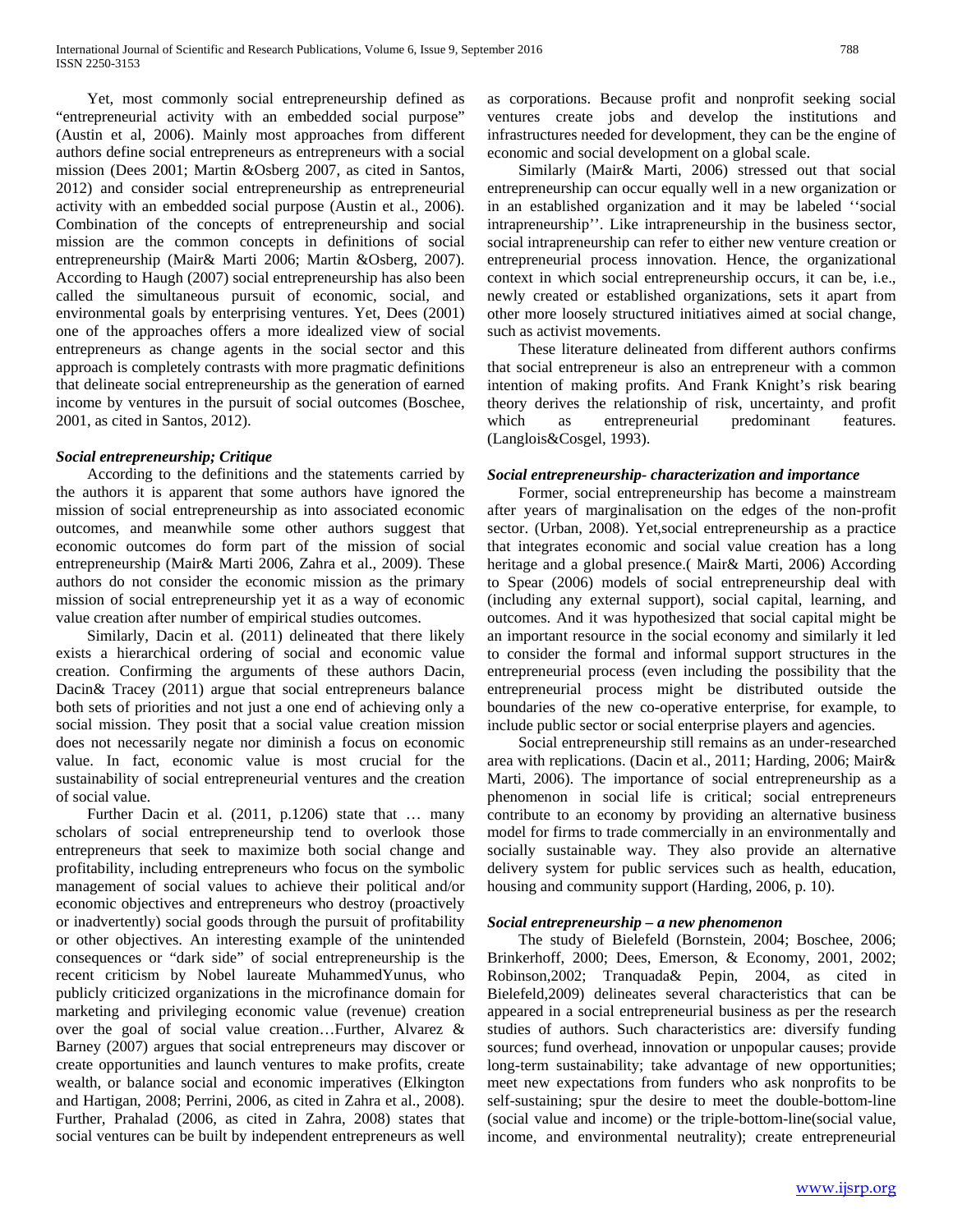Yet, most commonly social entrepreneurship defined as "entrepreneurial activity with an embedded social purpose" (Austin et al, 2006). Mainly most approaches from different authors define social entrepreneurs as entrepreneurs with a social mission (Dees 2001; Martin &Osberg 2007, as cited in Santos, 2012) and consider social entrepreneurship as entrepreneurial activity with an embedded social purpose (Austin et al., 2006). Combination of the concepts of entrepreneurship and social mission are the common concepts in definitions of social entrepreneurship (Mair& Marti 2006; Martin &Osberg, 2007). According to Haugh (2007) social entrepreneurship has also been called the simultaneous pursuit of economic, social, and environmental goals by enterprising ventures. Yet, Dees (2001) one of the approaches offers a more idealized view of social entrepreneurs as change agents in the social sector and this approach is completely contrasts with more pragmatic definitions that delineate social entrepreneurship as the generation of earned income by ventures in the pursuit of social outcomes (Boschee, 2001, as cited in Santos, 2012).

### *Social entrepreneurship; Critique*

According to the definitions and the statements carried by the authors it is apparent that some authors have ignored the mission of social entrepreneurship as into associated economic outcomes, and meanwhile some other authors suggest that economic outcomes do form part of the mission of social entrepreneurship (Mair& Marti 2006, Zahra et al., 2009). These authors do not consider the economic mission as the primary mission of social entrepreneurship yet it as a way of economic value creation after number of empirical studies outcomes.

Similarly, Dacin et al. (2011) delineated that there likely exists a hierarchical ordering of social and economic value creation. Confirming the arguments of these authors Dacin, Dacin& Tracey (2011) argue that social entrepreneurs balance both sets of priorities and not just a one end of achieving only a social mission. They posit that a social value creation mission does not necessarily negate nor diminish a focus on economic value. In fact, economic value is most crucial for the sustainability of social entrepreneurial ventures and the creation of social value.

Further Dacin et al. (2011, p.1206) state that … many scholars of social entrepreneurship tend to overlook those entrepreneurs that seek to maximize both social change and profitability, including entrepreneurs who focus on the symbolic management of social values to achieve their political and/or economic objectives and entrepreneurs who destroy (proactively or inadvertently) social goods through the pursuit of profitability or other objectives. An interesting example of the unintended consequences or "dark side" of social entrepreneurship is the recent criticism by Nobel laureate MuhammedYunus, who publicly criticized organizations in the microfinance domain for marketing and privileging economic value (revenue) creation over the goal of social value creation…Further, Alvarez & Barney (2007) argues that social entrepreneurs may discover or create opportunities and launch ventures to make profits, create wealth, or balance social and economic imperatives (Elkington and Hartigan, 2008; Perrini, 2006, as cited in Zahra et al., 2008). Further, Prahalad (2006, as cited in Zahra, 2008) states that social ventures can be built by independent entrepreneurs as well as corporations. Because profit and nonprofit seeking social ventures create jobs and develop the institutions and infrastructures needed for development, they can be the engine of economic and social development on a global scale.

Similarly (Mair& Marti, 2006) stressed out that social entrepreneurship can occur equally well in a new organization or in an established organization and it may be labeled ''social intrapreneurship''. Like intrapreneurship in the business sector, social intrapreneurship can refer to either new venture creation or entrepreneurial process innovation. Hence, the organizational context in which social entrepreneurship occurs, it can be, i.e., newly created or established organizations, sets it apart from other more loosely structured initiatives aimed at social change, such as activist movements.

These literature delineated from different authors confirms that social entrepreneur is also an entrepreneur with a common intention of making profits. And Frank Knight's risk bearing theory derives the relationship of risk, uncertainty, and profit which as entrepreneurial predominant features. (Langlois&Cosgel, 1993).

### *Social entrepreneurship- characterization and importance*

Former, social entrepreneurship has become a mainstream after years of marginalisation on the edges of the non-profit sector. (Urban, 2008). Yet,social entrepreneurship as a practice that integrates economic and social value creation has a long heritage and a global presence.( Mair& Marti, 2006) According to Spear (2006) models of social entrepreneurship deal with (including any external support), social capital, learning, and outcomes. And it was hypothesized that social capital might be an important resource in the social economy and similarly it led to consider the formal and informal support structures in the entrepreneurial process (even including the possibility that the entrepreneurial process might be distributed outside the boundaries of the new co-operative enterprise, for example, to include public sector or social enterprise players and agencies.

Social entrepreneurship still remains as an under-researched area with replications. (Dacin et al., 2011; Harding, 2006; Mair& Marti, 2006). The importance of social entrepreneurship as a phenomenon in social life is critical; social entrepreneurs contribute to an economy by providing an alternative business model for firms to trade commercially in an environmentally and socially sustainable way. They also provide an alternative delivery system for public services such as health, education, housing and community support (Harding, 2006, p. 10).

### *Social entrepreneurship – a new phenomenon*

The study of Bielefeld (Bornstein, 2004; Boschee, 2006; Brinkerhoff, 2000; Dees, Emerson, & Economy, 2001, 2002; Robinson,2002; Tranquada& Pepin, 2004, as cited in Bielefeld,2009) delineates several characteristics that can be appeared in a social entrepreneurial business as per the research studies of authors. Such characteristics are: diversify funding sources; fund overhead, innovation or unpopular causes; provide long-term sustainability; take advantage of new opportunities; meet new expectations from funders who ask nonprofits to be self-sustaining; spur the desire to meet the double-bottom-line (social value and income) or the triple-bottom-line(social value, income, and environmental neutrality); create entrepreneurial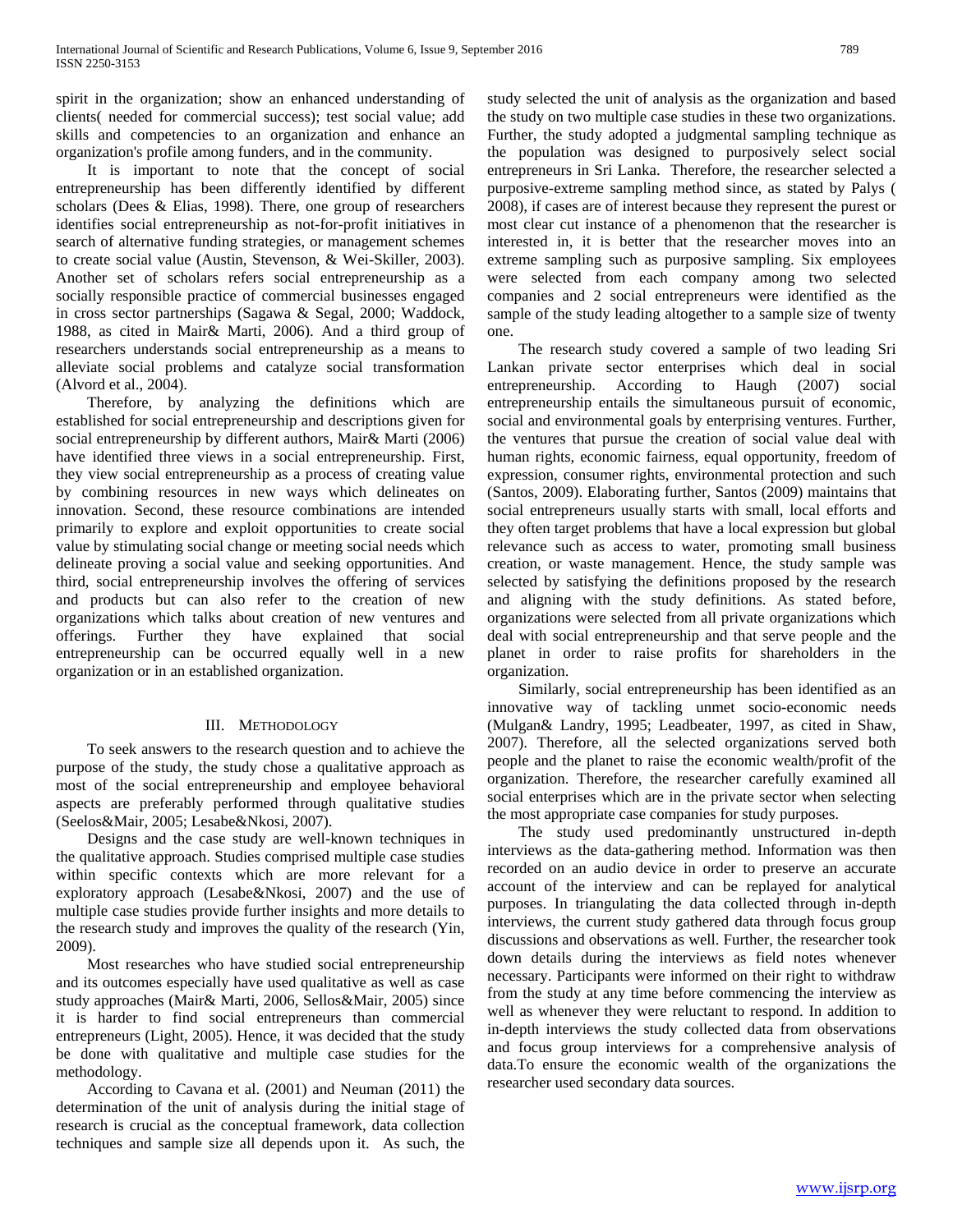spirit in the organization; show an enhanced understanding of clients( needed for commercial success); test social value; add skills and competencies to an organization and enhance an organization's profile among funders, and in the community.

It is important to note that the concept of social entrepreneurship has been differently identified by different scholars (Dees & Elias, 1998). There, one group of researchers identifies social entrepreneurship as not-for-profit initiatives in search of alternative funding strategies, or management schemes to create social value (Austin, Stevenson, & Wei-Skiller, 2003). Another set of scholars refers social entrepreneurship as a socially responsible practice of commercial businesses engaged in cross sector partnerships (Sagawa & Segal, 2000; Waddock, 1988, as cited in Mair& Marti, 2006). And a third group of researchers understands social entrepreneurship as a means to alleviate social problems and catalyze social transformation (Alvord et al., 2004).

Therefore, by analyzing the definitions which are established for social entrepreneurship and descriptions given for social entrepreneurship by different authors, Mair& Marti (2006) have identified three views in a social entrepreneurship. First, they view social entrepreneurship as a process of creating value by combining resources in new ways which delineates on innovation. Second, these resource combinations are intended primarily to explore and exploit opportunities to create social value by stimulating social change or meeting social needs which delineate proving a social value and seeking opportunities. And third, social entrepreneurship involves the offering of services and products but can also refer to the creation of new organizations which talks about creation of new ventures and offerings. Further they have explained that social entrepreneurship can be occurred equally well in a new organization or in an established organization.

## III. Methodology

To seek answers to the research question and to achieve the purpose of the study, the study chose a qualitative approach as most of the social entrepreneurship and employee behavioral aspects are preferably performed through qualitative studies (Seelos&Mair, 2005; Lesabe&Nkosi, 2007).

Designs and the case study are well-known techniques in the qualitative approach. Studies comprised multiple case studies within specific contexts which are more relevant for a exploratory approach (Lesabe&Nkosi, 2007) and the use of multiple case studies provide further insights and more details to the research study and improves the quality of the research (Yin, 2009).

Most researches who have studied social entrepreneurship and its outcomes especially have used qualitative as well as case study approaches (Mair& Marti, 2006, Sellos&Mair, 2005) since it is harder to find social entrepreneurs than commercial entrepreneurs (Light, 2005). Hence, it was decided that the study be done with qualitative and multiple case studies for the methodology.

According to Cavana et al. (2001) and Neuman (2011) the determination of the unit of analysis during the initial stage of research is crucial as the conceptual framework, data collection techniques and sample size all depends upon it. As such, the study selected the unit of analysis as the organization and based the study on two multiple case studies in these two organizations. Further, the study adopted a judgmental sampling technique as the population was designed to purposively select social entrepreneurs in Sri Lanka. Therefore, the researcher selected a purposive-extreme sampling method since, as stated by Palys ( 2008), if cases are of interest because they represent the purest or most clear cut instance of a phenomenon that the researcher is interested in, it is better that the researcher moves into an extreme sampling such as purposive sampling. Six employees were selected from each company among two selected companies and 2 social entrepreneurs were identified as the sample of the study leading altogether to a sample size of twenty one.

The research study covered a sample of two leading Sri Lankan private sector enterprises which deal in social entrepreneurship. According to Haugh (2007) social entrepreneurship entails the simultaneous pursuit of economic, social and environmental goals by enterprising ventures. Further, the ventures that pursue the creation of social value deal with human rights, economic fairness, equal opportunity, freedom of expression, consumer rights, environmental protection and such (Santos, 2009). Elaborating further, Santos (2009) maintains that social entrepreneurs usually starts with small, local efforts and they often target problems that have a local expression but global relevance such as access to water, promoting small business creation, or waste management. Hence, the study sample was selected by satisfying the definitions proposed by the research and aligning with the study definitions. As stated before, organizations were selected from all private organizations which deal with social entrepreneurship and that serve people and the planet in order to raise profits for shareholders in the organization.

Similarly, social entrepreneurship has been identified as an innovative way of tackling unmet socio-economic needs (Mulgan& Landry, 1995; Leadbeater, 1997, as cited in Shaw, 2007). Therefore, all the selected organizations served both people and the planet to raise the economic wealth/profit of the organization. Therefore, the researcher carefully examined all social enterprises which are in the private sector when selecting the most appropriate case companies for study purposes.

The study used predominantly unstructured in-depth interviews as the data-gathering method. Information was then recorded on an audio device in order to preserve an accurate account of the interview and can be replayed for analytical purposes. In triangulating the data collected through in-depth interviews, the current study gathered data through focus group discussions and observations as well. Further, the researcher took down details during the interviews as field notes whenever necessary. Participants were informed on their right to withdraw from the study at any time before commencing the interview as well as whenever they were reluctant to respond. In addition to in-depth interviews the study collected data from observations and focus group interviews for a comprehensive analysis of data.To ensure the economic wealth of the organizations the researcher used secondary data sources.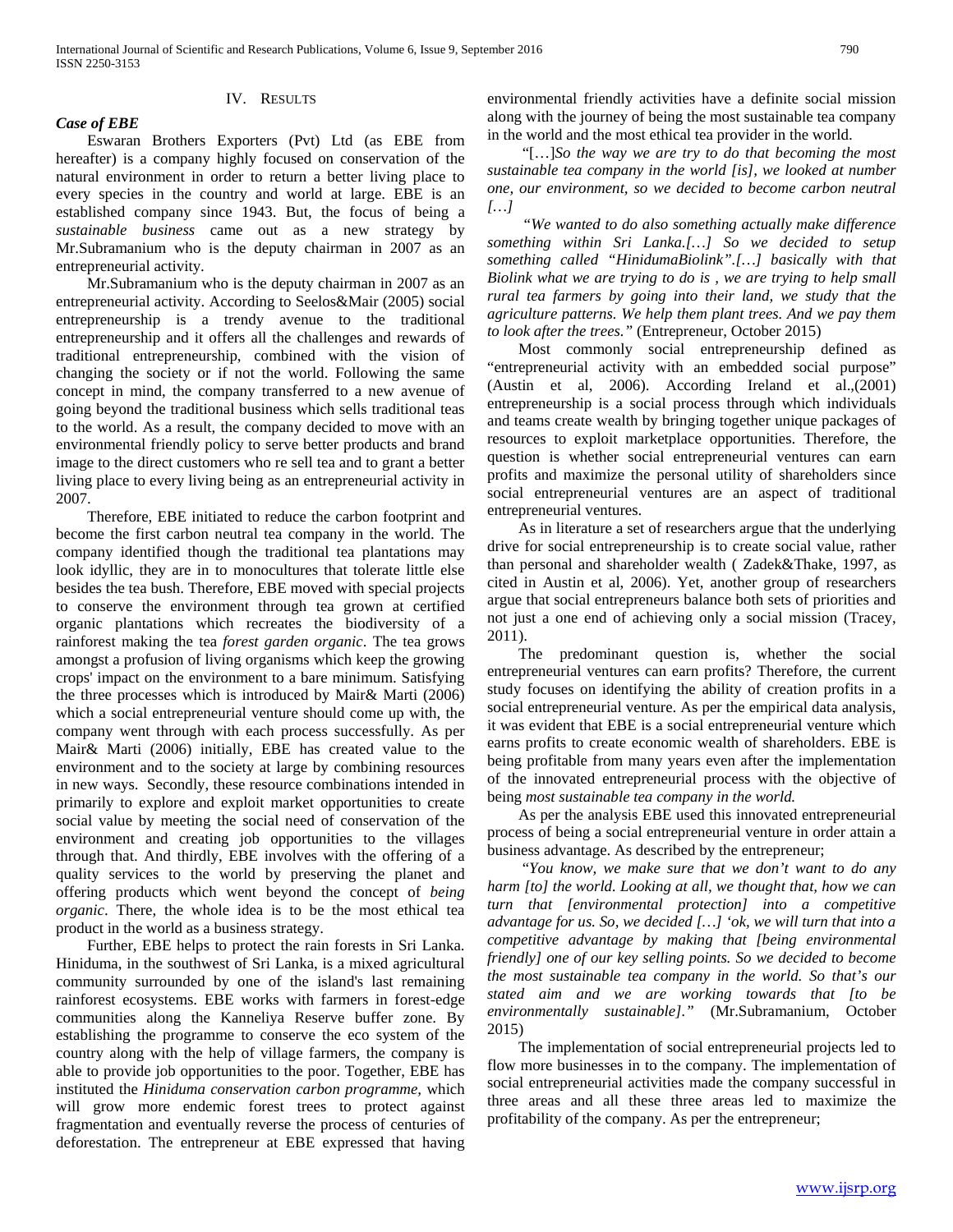## IV. Results

### *Case of EBE*

Eswaran Brothers Exporters (Pvt) Ltd (as EBE from hereafter) is a company highly focused on conservation of the natural environment in order to return a better living place to every species in the country and world at large. EBE is an established company since 1943. But, the focus of being a *sustainable business* came out as a new strategy by Mr.Subramanium who is the deputy chairman in 2007 as an entrepreneurial activity.

Mr.Subramanium who is the deputy chairman in 2007 as an entrepreneurial activity. According to Seelos&Mair (2005) social entrepreneurship is a trendy avenue to the traditional entrepreneurship and it offers all the challenges and rewards of traditional entrepreneurship, combined with the vision of changing the society or if not the world. Following the same concept in mind, the company transferred to a new avenue of going beyond the traditional business which sells traditional teas to the world. As a result, the company decided to move with an environmental friendly policy to serve better products and brand image to the direct customers who re sell tea and to grant a better living place to every living being as an entrepreneurial activity in 2007.

Therefore, EBE initiated to reduce the carbon footprint and become the first carbon neutral tea company in the world. The company identified though the traditional tea plantations may look idyllic, they are in to monocultures that tolerate little else besides the tea bush. Therefore, EBE moved with special projects to conserve the environment through tea grown at certified organic plantations which recreates the biodiversity of a rainforest making the tea *forest garden organic*. The tea grows amongst a profusion of living organisms which keep the growing crops' impact on the environment to a bare minimum. Satisfying the three processes which is introduced by Mair& Marti (2006) which a social entrepreneurial venture should come up with, the company went through with each process successfully. As per Mair& Marti (2006) initially, EBE has created value to the environment and to the society at large by combining resources in new ways. Secondly, these resource combinations intended in primarily to explore and exploit market opportunities to create social value by meeting the social need of conservation of the environment and creating job opportunities to the villages through that. And thirdly, EBE involves with the offering of a quality services to the world by preserving the planet and offering products which went beyond the concept of *being organic*. There, the whole idea is to be the most ethical tea product in the world as a business strategy.

Further, EBE helps to protect the rain forests in Sri Lanka. Hiniduma, in the southwest of Sri Lanka, is a mixed agricultural community surrounded by one of the island's last remaining rainforest ecosystems. EBE works with farmers in forest-edge communities along the Kanneliya Reserve buffer zone. By establishing the programme to conserve the eco system of the country along with the help of village farmers, the company is able to provide job opportunities to the poor. Together, EBE has instituted the *Hiniduma conservation carbon programme*, which will grow more endemic forest trees to protect against fragmentation and eventually reverse the process of centuries of deforestation. The entrepreneur at EBE expressed that having environmental friendly activities have a definite social mission along with the journey of being the most sustainable tea company in the world and the most ethical tea provider in the world.

"[…]*So the way we are try to do that becoming the most sustainable tea company in the world [is], we looked at number one, our environment, so we decided to become carbon neutral […]*

*"We wanted to do also something actually make difference something within Sri Lanka.[…] So we decided to setup something called "HinidumaBiolink".[…] basically with that Biolink what we are trying to do is , we are trying to help small rural tea farmers by going into their land, we study that the agriculture patterns. We help them plant trees. And we pay them to look after the trees."* (Entrepreneur, October 2015)

Most commonly social entrepreneurship defined as "entrepreneurial activity with an embedded social purpose" (Austin et al, 2006). According Ireland et al.,(2001) entrepreneurship is a social process through which individuals and teams create wealth by bringing together unique packages of resources to exploit marketplace opportunities. Therefore, the question is whether social entrepreneurial ventures can earn profits and maximize the personal utility of shareholders since social entrepreneurial ventures are an aspect of traditional entrepreneurial ventures.

As in literature a set of researchers argue that the underlying drive for social entrepreneurship is to create social value, rather than personal and shareholder wealth ( Zadek&Thake, 1997, as cited in Austin et al, 2006). Yet, another group of researchers argue that social entrepreneurs balance both sets of priorities and not just a one end of achieving only a social mission (Tracey, 2011).

The predominant question is, whether the social entrepreneurial ventures can earn profits? Therefore, the current study focuses on identifying the ability of creation profits in a social entrepreneurial venture. As per the empirical data analysis, it was evident that EBE is a social entrepreneurial venture which earns profits to create economic wealth of shareholders. EBE is being profitable from many years even after the implementation of the innovated entrepreneurial process with the objective of being *most sustainable tea company in the world.*

As per the analysis EBE used this innovated entrepreneurial process of being a social entrepreneurial venture in order attain a business advantage. As described by the entrepreneur;

*"You know, we make sure that we don't want to do any harm [to] the world. Looking at all, we thought that, how we can turn that [environmental protection] into a competitive advantage for us. So, we decided […] 'ok, we will turn that into a competitive advantage by making that [being environmental friendly] one of our key selling points. So we decided to become the most sustainable tea company in the world. So that's our stated aim and we are working towards that [to be environmentally sustainable]."* (Mr.Subramanium, October 2015)

The implementation of social entrepreneurial projects led to flow more businesses in to the company. The implementation of social entrepreneurial activities made the company successful in three areas and all these three areas led to maximize the profitability of the company. As per the entrepreneur;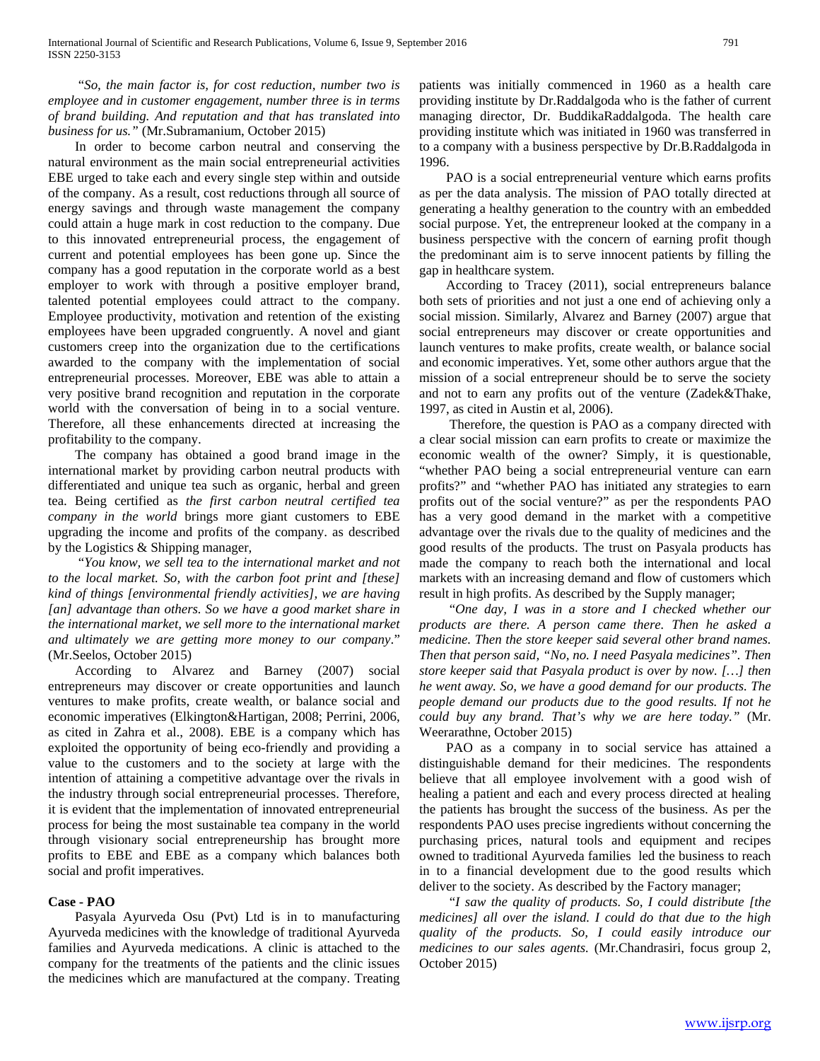*"So, the main factor is, for cost reduction, number two is employee and in customer engagement, number three is in terms of brand building. And reputation and that has translated into business for us."* (Mr.Subramanium, October 2015)

In order to become carbon neutral and conserving the natural environment as the main social entrepreneurial activities EBE urged to take each and every single step within and outside of the company. As a result, cost reductions through all source of energy savings and through waste management the company could attain a huge mark in cost reduction to the company. Due to this innovated entrepreneurial process, the engagement of current and potential employees has been gone up. Since the company has a good reputation in the corporate world as a best employer to work with through a positive employer brand, talented potential employees could attract to the company. Employee productivity, motivation and retention of the existing employees have been upgraded congruently. A novel and giant customers creep into the organization due to the certifications awarded to the company with the implementation of social entrepreneurial processes. Moreover, EBE was able to attain a very positive brand recognition and reputation in the corporate world with the conversation of being in to a social venture. Therefore, all these enhancements directed at increasing the profitability to the company.

The company has obtained a good brand image in the international market by providing carbon neutral products with differentiated and unique tea such as organic, herbal and green tea. Being certified as *the first carbon neutral certified tea company in the world* brings more giant customers to EBE upgrading the income and profits of the company. as described by the Logistics & Shipping manager,

*"You know, we sell tea to the international market and not to the local market. So, with the carbon foot print and [these] kind of things [environmental friendly activities], we are having [an] advantage than others. So we have a good market share in the international market, we sell more to the international market and ultimately we are getting more money to our company."* (Mr.Seelos, October 2015)

According to Alvarez and Barney (2007) social entrepreneurs may discover or create opportunities and launch ventures to make profits, create wealth, or balance social and economic imperatives (Elkington&Hartigan, 2008; Perrini, 2006, as cited in Zahra et al., 2008). EBE is a company which has exploited the opportunity of being eco-friendly and providing a value to the customers and to the society at large with the intention of attaining a competitive advantage over the rivals in the industry through social entrepreneurial processes. Therefore, it is evident that the implementation of innovated entrepreneurial process for being the most sustainable tea company in the world through visionary social entrepreneurship has brought more profits to EBE and EBE as a company which balances both social and profit imperatives.

### Case - PAO

Pasyala Ayurveda Osu (Pvt) Ltd is in to manufacturing Ayurveda medicines with the knowledge of traditional Ayurveda families and Ayurveda medications. A clinic is attached to the company for the treatments of the patients and the clinic issues the medicines which are manufactured at the company. Treating patients was initially commenced in 1960 as a health care providing institute by Dr.Raddalgoda who is the father of current managing director, Dr. BuddikaRaddalgoda. The health care providing institute which was initiated in 1960 was transferred in to a company with a business perspective by Dr.B.Raddalgoda in 1996.

PAO is a social entrepreneurial venture which earns profits as per the data analysis. The mission of PAO totally directed at generating a healthy generation to the country with an embedded social purpose. Yet, the entrepreneur looked at the company in a business perspective with the concern of earning profit though the predominant aim is to serve innocent patients by filling the gap in healthcare system.

According to Tracey (2011), social entrepreneurs balance both sets of priorities and not just a one end of achieving only a social mission. Similarly, Alvarez and Barney (2007) argue that social entrepreneurs may discover or create opportunities and launch ventures to make profits, create wealth, or balance social and economic imperatives. Yet, some other authors argue that the mission of a social entrepreneur should be to serve the society and not to earn any profits out of the venture (Zadek&Thake, 1997, as cited in Austin et al, 2006).

Therefore, the question is PAO as a company directed with a clear social mission can earn profits to create or maximize the economic wealth of the owner? Simply, it is questionable, "whether PAO being a social entrepreneurial venture can earn profits?" and "whether PAO has initiated any strategies to earn profits out of the social venture?" as per the respondents PAO has a very good demand in the market with a competitive advantage over the rivals due to the quality of medicines and the good results of the products. The trust on Pasyala products has made the company to reach both the international and local markets with an increasing demand and flow of customers which result in high profits. As described by the Supply manager;

*"One day, I was in a store and I checked whether our products are there. A person came there. Then he asked a medicine. Then the store keeper said several other brand names. Then that person said, "No, no. I need Pasyala medicines". Then store keeper said that Pasyala product is over by now. […] then he went away. So, we have a good demand for our products. The people demand our products due to the good results. If not he could buy any brand. That's why we are here today."* (Mr. Weerarathne, October 2015)

PAO as a company in to social service has attained a distinguishable demand for their medicines. The respondents believe that all employee involvement with a good wish of healing a patient and each and every process directed at healing the patients has brought the success of the business. As per the respondents PAO uses precise ingredients without concerning the purchasing prices, natural tools and equipment and recipes owned to traditional Ayurveda families led the business to reach in to a financial development due to the good results which deliver to the society. As described by the Factory manager;

*"I saw the quality of products. So, I could distribute [the medicines] all over the island. I could do that due to the high quality of the products. So, I could easily introduce our medicines to our sales agents.* (Mr.Chandrasiri, focus group 2, October 2015)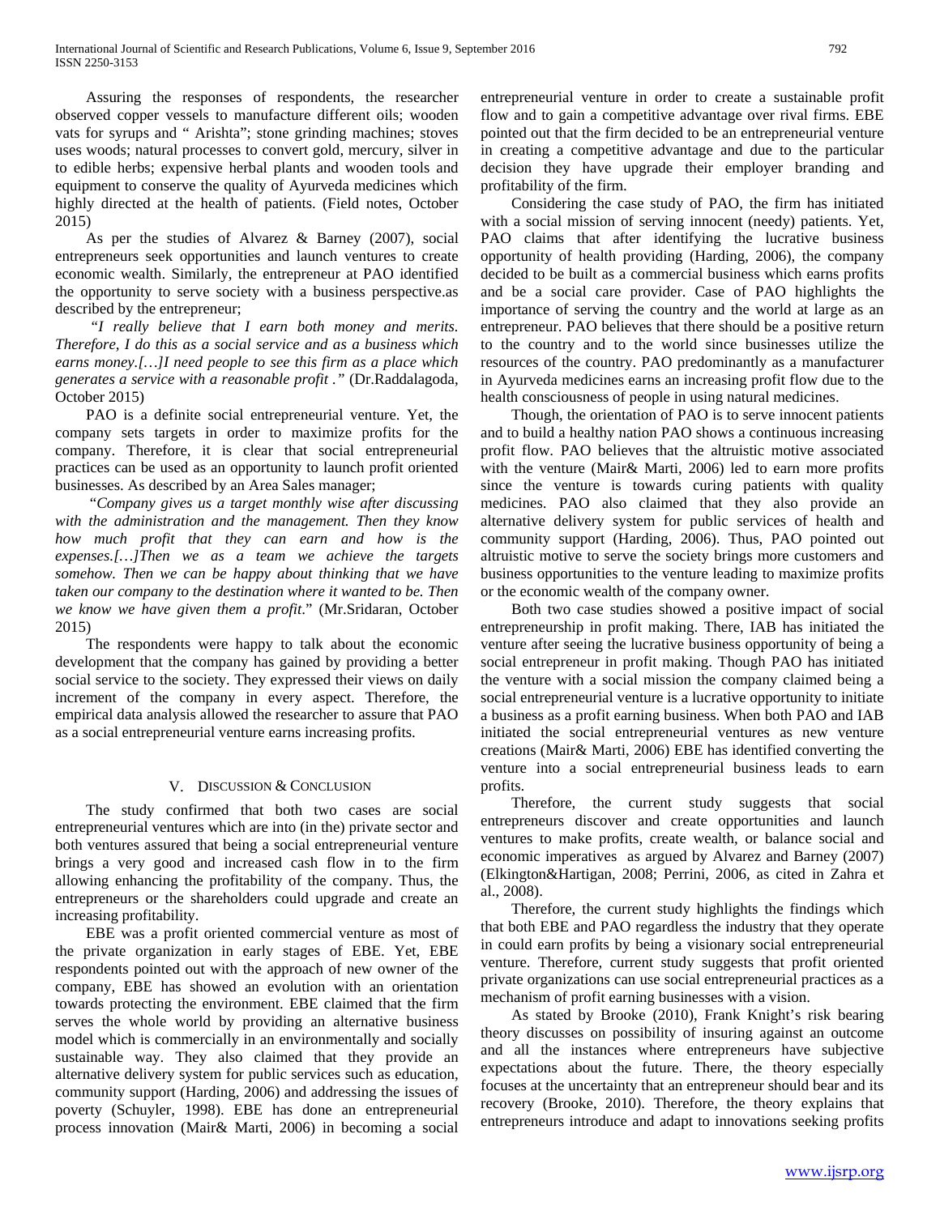Assuring the responses of respondents, the researcher observed copper vessels to manufacture different oils; wooden vats for syrups and " Arishta"; stone grinding machines; stoves uses woods; natural processes to convert gold, mercury, silver in to edible herbs; expensive herbal plants and wooden tools and equipment to conserve the quality of Ayurveda medicines which highly directed at the health of patients. (Field notes, October 2015)

As per the studies of Alvarez & Barney (2007), social entrepreneurs seek opportunities and launch ventures to create economic wealth. Similarly, the entrepreneur at PAO identified the opportunity to serve society with a business perspective.as described by the entrepreneur;

*"I really believe that I earn both money and merits. Therefore, I do this as a social service and as a business which earns money.[…]I need people to see this firm as a place which generates a service with a reasonable profit ."* (Dr.Raddalagoda, October 2015)

PAO is a definite social entrepreneurial venture. Yet, the company sets targets in order to maximize profits for the company. Therefore, it is clear that social entrepreneurial practices can be used as an opportunity to launch profit oriented businesses. As described by an Area Sales manager;

*"Company gives us a target monthly wise after discussing with the administration and the management. Then they know how much profit that they can earn and how is the expenses.[…]Then we as a team we achieve the targets somehow. Then we can be happy about thinking that we have taken our company to the destination where it wanted to be. Then we know we have given them a profit.*" (Mr.Sridaran, October 2015)

The respondents were happy to talk about the economic development that the company has gained by providing a better social service to the society. They expressed their views on daily increment of the company in every aspect. Therefore, the empirical data analysis allowed the researcher to assure that PAO as a social entrepreneurial venture earns increasing profits.

## V. Discussion & Conclusion

The study confirmed that both two cases are social entrepreneurial ventures which are into (in the) private sector and both ventures assured that being a social entrepreneurial venture brings a very good and increased cash flow in to the firm allowing enhancing the profitability of the company. Thus, the entrepreneurs or the shareholders could upgrade and create an increasing profitability.

EBE was a profit oriented commercial venture as most of the private organization in early stages of EBE. Yet, EBE respondents pointed out with the approach of new owner of the company, EBE has showed an evolution with an orientation towards protecting the environment. EBE claimed that the firm serves the whole world by providing an alternative business model which is commercially in an environmentally and socially sustainable way. They also claimed that they provide an alternative delivery system for public services such as education, community support (Harding, 2006) and addressing the issues of poverty (Schuyler, 1998). EBE has done an entrepreneurial process innovation (Mair& Marti, 2006) in becoming a social entrepreneurial venture in order to create a sustainable profit flow and to gain a competitive advantage over rival firms. EBE pointed out that the firm decided to be an entrepreneurial venture in creating a competitive advantage and due to the particular decision they have upgrade their employer branding and profitability of the firm.

Considering the case study of PAO, the firm has initiated with a social mission of serving innocent (needy) patients. Yet, PAO claims that after identifying the lucrative business opportunity of health providing (Harding, 2006), the company decided to be built as a commercial business which earns profits and be a social care provider. Case of PAO highlights the importance of serving the country and the world at large as an entrepreneur. PAO believes that there should be a positive return to the country and to the world since businesses utilize the resources of the country. PAO predominantly as a manufacturer in Ayurveda medicines earns an increasing profit flow due to the health consciousness of people in using natural medicines.

Though, the orientation of PAO is to serve innocent patients and to build a healthy nation PAO shows a continuous increasing profit flow. PAO believes that the altruistic motive associated with the venture (Mair& Marti, 2006) led to earn more profits since the venture is towards curing patients with quality medicines. PAO also claimed that they also provide an alternative delivery system for public services of health and community support (Harding, 2006). Thus, PAO pointed out altruistic motive to serve the society brings more customers and business opportunities to the venture leading to maximize profits or the economic wealth of the company owner.

Both two case studies showed a positive impact of social entrepreneurship in profit making. There, IAB has initiated the venture after seeing the lucrative business opportunity of being a social entrepreneur in profit making. Though PAO has initiated the venture with a social mission the company claimed being a social entrepreneurial venture is a lucrative opportunity to initiate a business as a profit earning business. When both PAO and IAB initiated the social entrepreneurial ventures as new venture creations (Mair& Marti, 2006) EBE has identified converting the venture into a social entrepreneurial business leads to earn profits.

Therefore, the current study suggests that social entrepreneurs discover and create opportunities and launch ventures to make profits, create wealth, or balance social and economic imperatives as argued by Alvarez and Barney (2007) (Elkington&Hartigan, 2008; Perrini, 2006, as cited in Zahra et al., 2008).

Therefore, the current study highlights the findings which that both EBE and PAO regardless the industry that they operate in could earn profits by being a visionary social entrepreneurial venture. Therefore, current study suggests that profit oriented private organizations can use social entrepreneurial practices as a mechanism of profit earning businesses with a vision.

As stated by Brooke (2010), Frank Knight's risk bearing theory discusses on possibility of insuring against an outcome and all the instances where entrepreneurs have subjective expectations about the future. There, the theory especially focuses at the uncertainty that an entrepreneur should bear and its recovery (Brooke, 2010). Therefore, the theory explains that entrepreneurs introduce and adapt to innovations seeking profits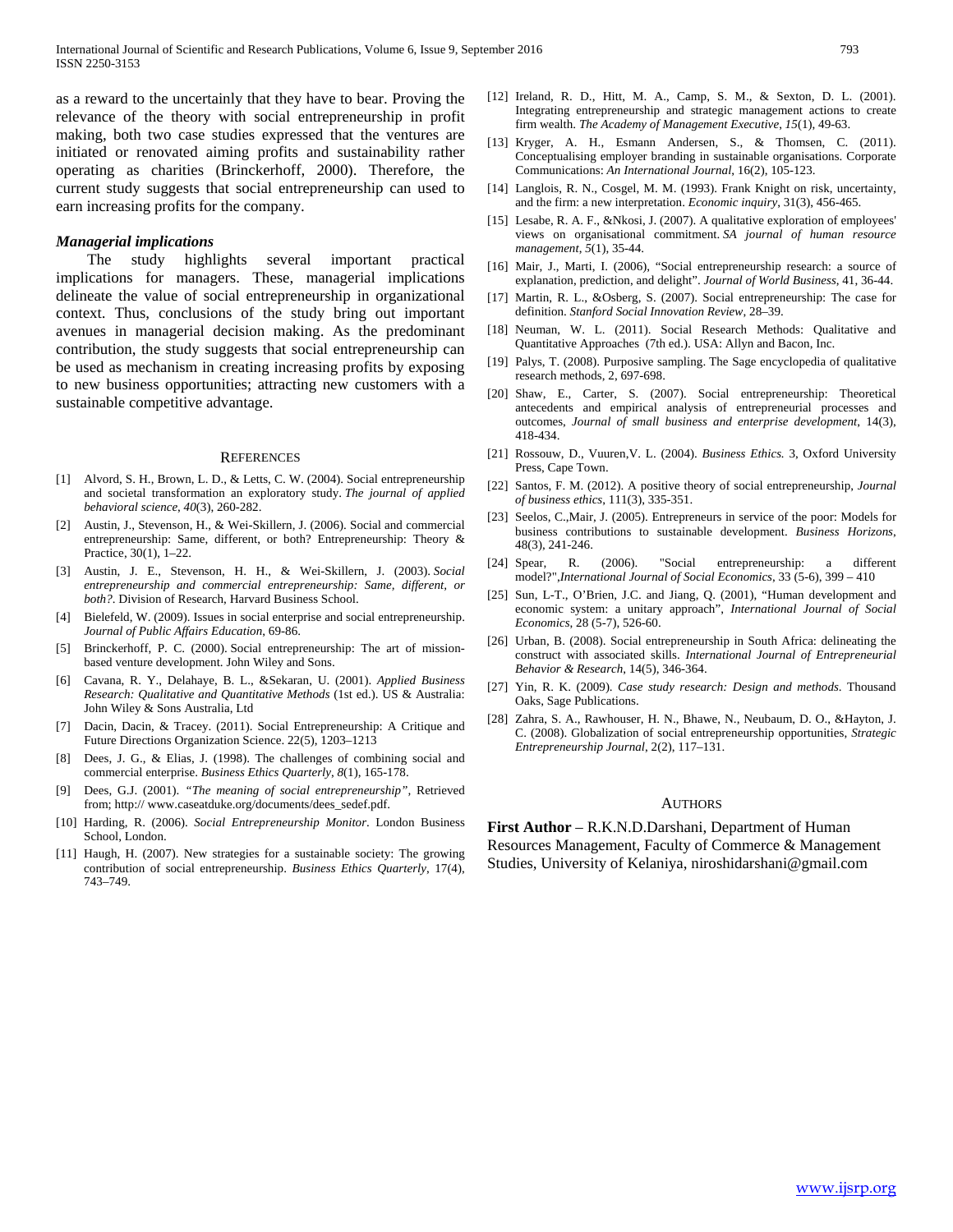as a reward to the uncertainly that they have to bear. Proving the relevance of the theory with social entrepreneurship in profit making, both two case studies expressed that the ventures are initiated or renovated aiming profits and sustainability rather operating as charities (Brinckerhoff, 2000). Therefore, the current study suggests that social entrepreneurship can used to earn increasing profits for the company.

### *Managerial implications*

The study highlights several important practical implications for managers. These, managerial implications delineate the value of social entrepreneurship in organizational context. Thus, conclusions of the study bring out important avenues in managerial decision making. As the predominant contribution, the study suggests that social entrepreneurship can be used as mechanism in creating increasing profits by exposing to new business opportunities; attracting new customers with a sustainable competitive advantage.

## References

[1] Alvord, S. H., Brown, L. D., & Letts, C. W. (2004). Social entrepreneurship and societal transformation an exploratory study. *The journal of applied behavioral science*, *40*(3), 260-282.

[2] Austin, J., Stevenson, H., & Wei-Skillern, J. (2006). Social and commercial entrepreneurship: Same, different, or both? Entrepreneurship: Theory & Practice, 30(1), 1–22.

[3] Austin, J. E., Stevenson, H. H., & Wei-Skillern, J. (2003). *Social entrepreneurship and commercial entrepreneurship: Same, different, or both?*. Division of Research, Harvard Business School.

[4] Bielefeld, W. (2009). Issues in social enterprise and social entrepreneurship. *Journal of Public Affairs Education*, 69-86.

[5] Brinckerhoff, P. C. (2000). Social entrepreneurship: The art of mission-based venture development. John Wiley and Sons.

[6] Cavana, R. Y., Delahaye, B. L., &Sekaran, U. (2001). *Applied Business Research: Qualitative and Quantitative Methods* (1st ed.). US & Australia: John Wiley & Sons Australia, Ltd

[7] Dacin, Dacin, & Tracey. (2011). Social Entrepreneurship: A Critique and Future Directions Organization Science. 22(5), 1203–1213

[8] Dees, J. G., & Elias, J. (1998). The challenges of combining social and commercial enterprise. *Business Ethics Quarterly*, *8*(1), 165-178.

[9] Dees, G.J. (2001). *"The meaning of social entrepreneurship"*, Retrieved from; http:// www.caseatduke.org/documents/dees_sedef.pdf.

[10] Harding, R. (2006). *Social Entrepreneurship Monitor*. London Business School, London.

[11] Haugh, H. (2007). New strategies for a sustainable society: The growing contribution of social entrepreneurship. *Business Ethics Quarterly*, 17(4), 743–749.

[12] Ireland, R. D., Hitt, M. A., Camp, S. M., & Sexton, D. L. (2001). Integrating entrepreneurship and strategic management actions to create firm wealth. *The Academy of Management Executive*, *15*(1), 49-63.

[13] Kryger, A. H., Esmann Andersen, S., & Thomsen, C. (2011). Conceptualising employer branding in sustainable organisations. Corporate Communications: *An International Journal*, 16(2), 105-123.

[14] Langlois, R. N., Cosgel, M. M. (1993). Frank Knight on risk, uncertainty, and the firm: a new interpretation. *Economic inquiry*, 31(3), 456-465.

[15] Lesabe, R. A. F., &Nkosi, J. (2007). A qualitative exploration of employees' views on organisational commitment. *SA journal of human resource management*, *5*(1), 35-44.

[16] Mair, J., Marti, I. (2006), "Social entrepreneurship research: a source of explanation, prediction, and delight". *Journal of World Business*, 41, 36-44.

[17] Martin, R. L., &Osberg, S. (2007). Social entrepreneurship: The case for definition. *Stanford Social Innovation Review*, 28–39.

[18] Neuman, W. L. (2011). Social Research Methods: Qualitative and Quantitative Approaches (7th ed.). USA: Allyn and Bacon, Inc.

[19] Palys, T. (2008). Purposive sampling. The Sage encyclopedia of qualitative research methods, 2, 697-698.

[20] Shaw, E., Carter, S. (2007). Social entrepreneurship: Theoretical antecedents and empirical analysis of entrepreneurial processes and outcomes, *Journal of small business and enterprise development*, 14(3), 418-434.

[21] Rossouw, D., Vuuren,V. L. (2004). *Business Ethics.* 3, Oxford University Press, Cape Town.

[22] Santos, F. M. (2012). A positive theory of social entrepreneurship, *Journal of business ethics*, 111(3), 335-351.

[23] Seelos, C.,Mair, J. (2005). Entrepreneurs in service of the poor: Models for business contributions to sustainable development. *Business Horizons*, 48(3), 241-246.

[24] Spear, R. (2006). "Social entrepreneurship: a different model?",*International Journal of Social Economics*, 33 (5-6), 399 – 410

[25] Sun, L-T., O'Brien, J.C. and Jiang, Q. (2001), "Human development and economic system: a unitary approach", *International Journal of Social Economics*, 28 (5-7), 526-60.

[26] Urban, B. (2008). Social entrepreneurship in South Africa: delineating the construct with associated skills. *International Journal of Entrepreneurial Behavior & Research*, 14(5), 346-364.

[27] Yin, R. K. (2009). *Case study research: Design and methods.* Thousand Oaks, Sage Publications.

[28] Zahra, S. A., Rawhouser, H. N., Bhawe, N., Neubaum, D. O., &Hayton, J. C. (2008). Globalization of social entrepreneurship opportunities, *Strategic Entrepreneurship Journal*, 2(2), 117–131.

## Authors

**First Author** – R.K.N.D.Darshani, Department of Human Resources Management, Faculty of Commerce & Management Studies, University of Kelaniya, niroshidarshani@gmail.com